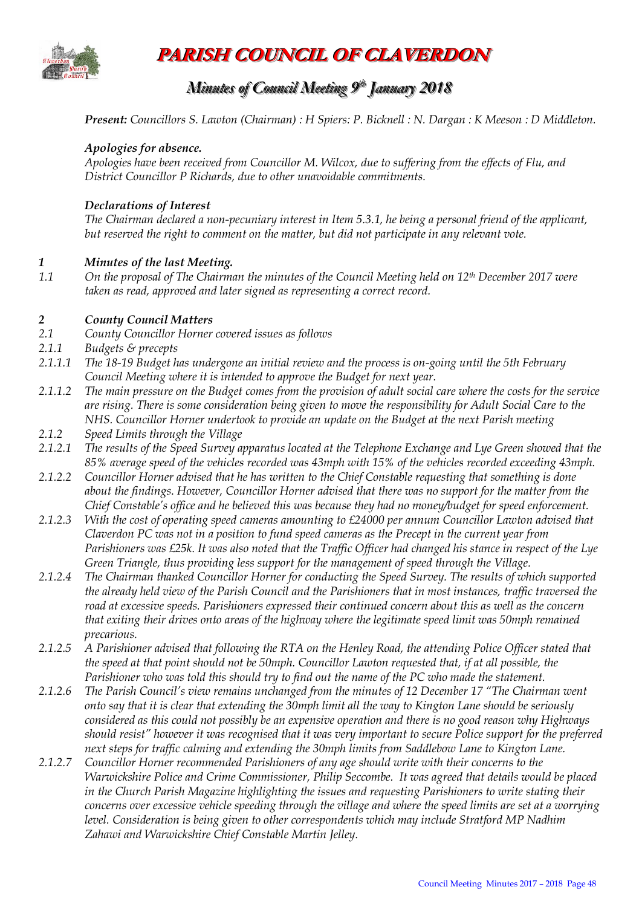# PARISH COUNCIL OF CLAVERDON

## Minutes of Council Meeting 9th January 2018

***Present:*** *Councillors S. Lawton (Chairman) : H Spiers: P. Bicknell : N. Dargan : K Meeson : D Middleton.*

***Apologies for absence.***

*Apologies have been received from Councillor M. Wilcox, due to suffering from the effects of Flu, and District Councillor P Richards, due to other unavoidable commitments.*

***Declarations of Interest***

*The Chairman declared a non-pecuniary interest in Item 5.3.1, he being a personal friend of the applicant, but reserved the right to comment on the matter, but did not participate in any relevant vote.*

***1 Minutes of the last Meeting.***

*1.1 On the proposal of The Chairman the minutes of the Council Meeting held on 12th December 2017 were taken as read, approved and later signed as representing a correct record.*

***2 County Council Matters***

*2.1 County Councillor Horner covered issues as follows*

*2.1.1 Budgets & precepts*

*2.1.1.1 The 18-19 Budget has undergone an initial review and the process is on-going until the 5th February Council Meeting where it is intended to approve the Budget for next year.*

*2.1.1.2 The main pressure on the Budget comes from the provision of adult social care where the costs for the service are rising. There is some consideration being given to move the responsibility for Adult Social Care to the NHS. Councillor Horner undertook to provide an update on the Budget at the next Parish meeting*

*2.1.2 Speed Limits through the Village*

*2.1.2.1 The results of the Speed Survey apparatus located at the Telephone Exchange and Lye Green showed that the 85% average speed of the vehicles recorded was 43mph with 15% of the vehicles recorded exceeding 43mph.*

*2.1.2.2 Councillor Horner advised that he has written to the Chief Constable requesting that something is done about the findings. However, Councillor Horner advised that there was no support for the matter from the Chief Constable's office and he believed this was because they had no money/budget for speed enforcement.*

*2.1.2.3 With the cost of operating speed cameras amounting to £24000 per annum Councillor Lawton advised that Claverdon PC was not in a position to fund speed cameras as the Precept in the current year from Parishioners was £25k. It was also noted that the Traffic Officer had changed his stance in respect of the Lye Green Triangle, thus providing less support for the management of speed through the Village.*

*2.1.2.4 The Chairman thanked Councillor Horner for conducting the Speed Survey. The results of which supported the already held view of the Parish Council and the Parishioners that in most instances, traffic traversed the road at excessive speeds. Parishioners expressed their continued concern about this as well as the concern that exiting their drives onto areas of the highway where the legitimate speed limit was 50mph remained precarious.*

*2.1.2.5 A Parishioner advised that following the RTA on the Henley Road, the attending Police Officer stated that the speed at that point should not be 50mph. Councillor Lawton requested that, if at all possible, the Parishioner who was told this should try to find out the name of the PC who made the statement.*

*2.1.2.6 The Parish Council's view remains unchanged from the minutes of 12 December 17 "The Chairman went onto say that it is clear that extending the 30mph limit all the way to Kington Lane should be seriously considered as this could not possibly be an expensive operation and there is no good reason why Highways should resist" however it was recognised that it was very important to secure Police support for the preferred next steps for traffic calming and extending the 30mph limits from Saddlebow Lane to Kington Lane.*

*2.1.2.7 Councillor Horner recommended Parishioners of any age should write with their concerns to the Warwickshire Police and Crime Commissioner, Philip Seccombe. It was agreed that details would be placed in the Church Parish Magazine highlighting the issues and requesting Parishioners to write stating their concerns over excessive vehicle speeding through the village and where the speed limits are set at a worrying level. Consideration is being given to other correspondents which may include Stratford MP Nadhim Zahawi and Warwickshire Chief Constable Martin Jelley.*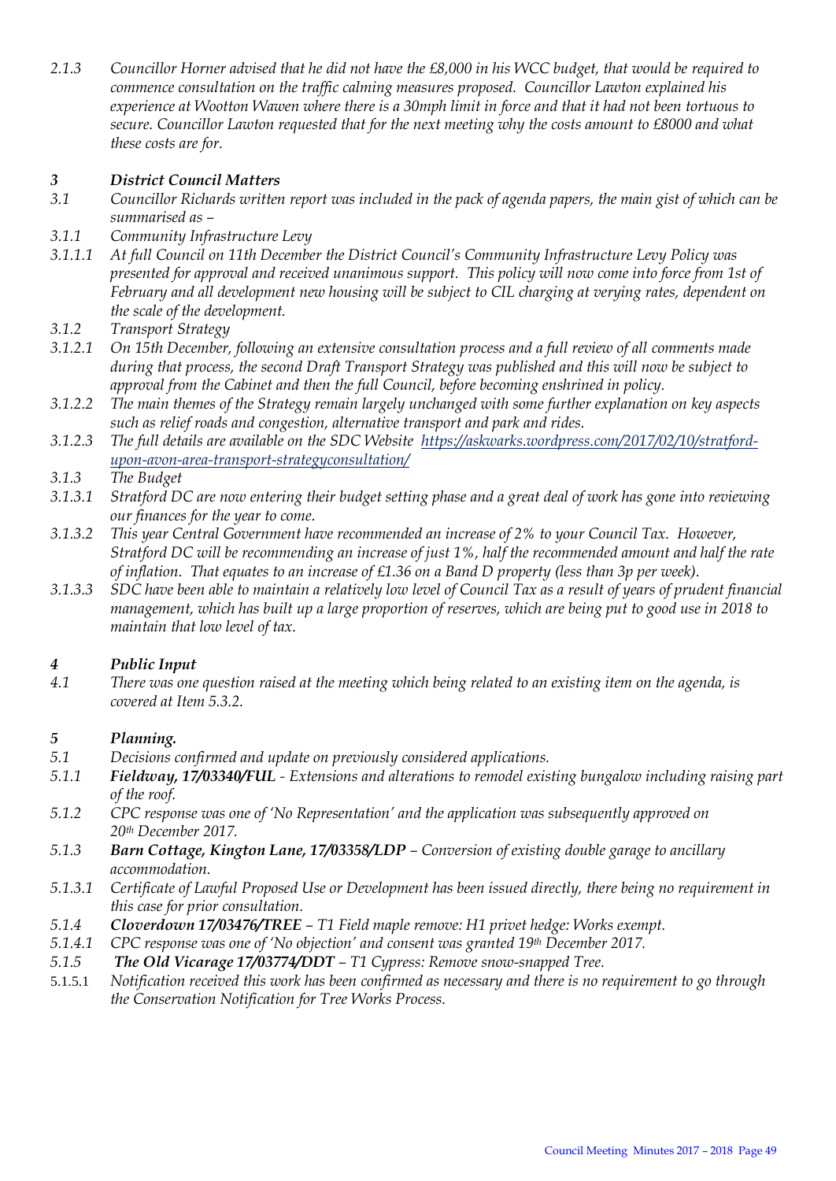*2.1.3 Councillor Horner advised that he did not have the £8,000 in his WCC budget, that would be required to commence consultation on the traffic calming measures proposed. Councillor Lawton explained his experience at Wootton Wawen where there is a 30mph limit in force and that it had not been tortuous to secure. Councillor Lawton requested that for the next meeting why the costs amount to £8000 and what these costs are for.*

### *3 District Council Matters*

*3.1 Councillor Richards written report was included in the pack of agenda papers, the main gist of which can be summarised as –*

*3.1.1 Community Infrastructure Levy*

*3.1.1.1 At full Council on 11th December the District Council's Community Infrastructure Levy Policy was presented for approval and received unanimous support. This policy will now come into force from 1st of February and all development new housing will be subject to CIL charging at verying rates, dependent on the scale of the development.*

*3.1.2 Transport Strategy*

*3.1.2.1 On 15th December, following an extensive consultation process and a full review of all comments made during that process, the second Draft Transport Strategy was published and this will now be subject to approval from the Cabinet and then the full Council, before becoming enshrined in policy.*

*3.1.2.2 The main themes of the Strategy remain largely unchanged with some further explanation on key aspects such as relief roads and congestion, alternative transport and park and rides.*

*3.1.2.3 The full details are available on the SDC Website [https://askwarks.wordpress.com/2017/02/10/stratford-upon-avon-area-transport-strategyconsultation/](https://askwarks.wordpress.com/2017/02/10/stratford-upon-avon-area-transport-strategyconsultation/)*

*3.1.3 The Budget*

*3.1.3.1 Stratford DC are now entering their budget setting phase and a great deal of work has gone into reviewing our finances for the year to come.*

*3.1.3.2 This year Central Government have recommended an increase of 2% to your Council Tax. However, Stratford DC will be recommending an increase of just 1%, half the recommended amount and half the rate of inflation. That equates to an increase of £1.36 on a Band D property (less than 3p per week).*

*3.1.3.3 SDC have been able to maintain a relatively low level of Council Tax as a result of years of prudent financial management, which has built up a large proportion of reserves, which are being put to good use in 2018 to maintain that low level of tax.*

### *4 Public Input*

*4.1 There was one question raised at the meeting which being related to an existing item on the agenda, is covered at Item 5.3.2.*

### *5 Planning.*

*5.1 Decisions confirmed and update on previously considered applications.*

*5.1.1* ***Fieldway, 17/03340/FUL*** *- Extensions and alterations to remodel existing bungalow including raising part of the roof.*

*5.1.2 CPC response was one of 'No Representation' and the application was subsequently approved on 20th December 2017.*

*5.1.3* ***Barn Cottage, Kington Lane, 17/03358/LDP*** *– Conversion of existing double garage to ancillary accommodation.*

*5.1.3.1 Certificate of Lawful Proposed Use or Development has been issued directly, there being no requirement in this case for prior consultation.*

*5.1.4* ***Cloverdown 17/03476/TREE*** *– T1 Field maple remove: H1 privet hedge: Works exempt.*

*5.1.4.1 CPC response was one of 'No objection' and consent was granted 19th December 2017.*

*5.1.5* ***The Old Vicarage 17/03774/DDT*** *– T1 Cypress: Remove snow-snapped Tree.*

5.1.5.1 *Notification received this work has been confirmed as necessary and there is no requirement to go through the Conservation Notification for Tree Works Process.*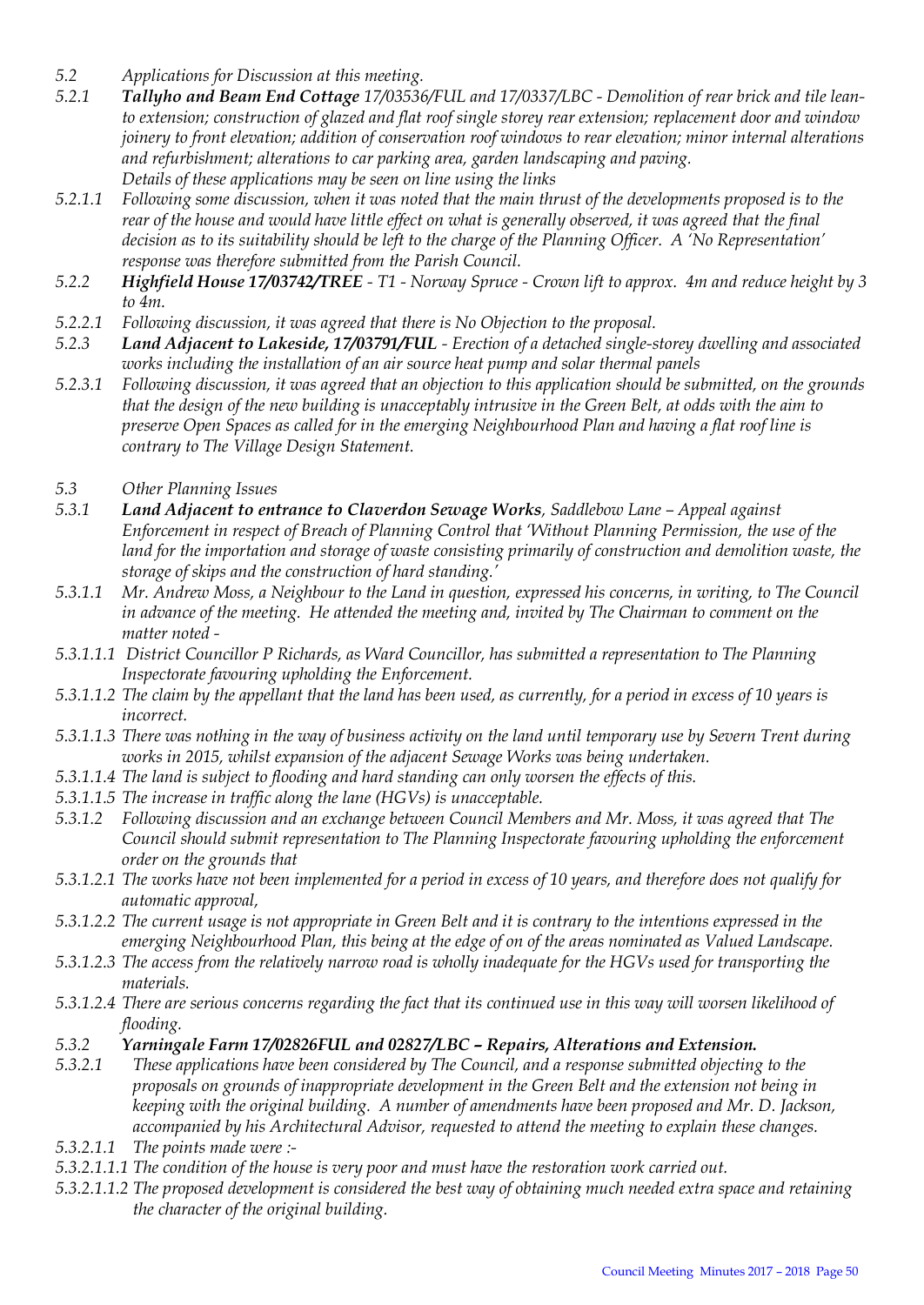*5.2 Applications for Discussion at this meeting.*

*5.2.1 **Tallyho and Beam End Cottage** 17/03536/FUL and 17/0337/LBC - Demolition of rear brick and tile lean-to extension; construction of glazed and flat roof single storey rear extension; replacement door and window joinery to front elevation; addition of conservation roof windows to rear elevation; minor internal alterations and refurbishment; alterations to car parking area, garden landscaping and paving.*
*Details of these applications may be seen on line using the links*

*5.2.1.1 Following some discussion, when it was noted that the main thrust of the developments proposed is to the rear of the house and would have little effect on what is generally observed, it was agreed that the final decision as to its suitability should be left to the charge of the Planning Officer. A 'No Representation' response was therefore submitted from the Parish Council.*

*5.2.2 **Highfield House 17/03742/TREE** - T1 - Norway Spruce - Crown lift to approx. 4m and reduce height by 3 to 4m.*

*5.2.2.1 Following discussion, it was agreed that there is No Objection to the proposal.*

*5.2.3 **Land Adjacent to Lakeside, 17/03791/FUL** - Erection of a detached single-storey dwelling and associated works including the installation of an air source heat pump and solar thermal panels*

*5.2.3.1 Following discussion, it was agreed that an objection to this application should be submitted, on the grounds that the design of the new building is unacceptably intrusive in the Green Belt, at odds with the aim to preserve Open Spaces as called for in the emerging Neighbourhood Plan and having a flat roof line is contrary to The Village Design Statement.*

*5.3 Other Planning Issues*

*5.3.1 **Land Adjacent to entrance to Claverdon Sewage Works**, Saddlebow Lane – Appeal against Enforcement in respect of Breach of Planning Control that 'Without Planning Permission, the use of the land for the importation and storage of waste consisting primarily of construction and demolition waste, the storage of skips and the construction of hard standing.'*

*5.3.1.1 Mr. Andrew Moss, a Neighbour to the Land in question, expressed his concerns, in writing, to The Council in advance of the meeting. He attended the meeting and, invited by The Chairman to comment on the matter noted -*

*5.3.1.1.1 District Councillor P Richards, as Ward Councillor, has submitted a representation to The Planning Inspectorate favouring upholding the Enforcement.*

*5.3.1.1.2 The claim by the appellant that the land has been used, as currently, for a period in excess of 10 years is incorrect.*

*5.3.1.1.3 There was nothing in the way of business activity on the land until temporary use by Severn Trent during works in 2015, whilst expansion of the adjacent Sewage Works was being undertaken.*

*5.3.1.1.4 The land is subject to flooding and hard standing can only worsen the effects of this.*

*5.3.1.1.5 The increase in traffic along the lane (HGVs) is unacceptable.*

*5.3.1.2 Following discussion and an exchange between Council Members and Mr. Moss, it was agreed that The Council should submit representation to The Planning Inspectorate favouring upholding the enforcement order on the grounds that*

*5.3.1.2.1 The works have not been implemented for a period in excess of 10 years, and therefore does not qualify for automatic approval,*

*5.3.1.2.2 The current usage is not appropriate in Green Belt and it is contrary to the intentions expressed in the emerging Neighbourhood Plan, this being at the edge of on of the areas nominated as Valued Landscape.*

*5.3.1.2.3 The access from the relatively narrow road is wholly inadequate for the HGVs used for transporting the materials.*

*5.3.1.2.4 There are serious concerns regarding the fact that its continued use in this way will worsen likelihood of flooding.*

***5.3.2 Yarningale Farm 17/02826FUL and 02827/LBC – Repairs, Alterations and Extension.***

*5.3.2.1 These applications have been considered by The Council, and a response submitted objecting to the proposals on grounds of inappropriate development in the Green Belt and the extension not being in keeping with the original building. A number of amendments have been proposed and Mr. D. Jackson, accompanied by his Architectural Advisor, requested to attend the meeting to explain these changes.*

*5.3.2.1.1 The points made were :-*

*5.3.2.1.1.1 The condition of the house is very poor and must have the restoration work carried out.*

*5.3.2.1.1.2 The proposed development is considered the best way of obtaining much needed extra space and retaining the character of the original building.*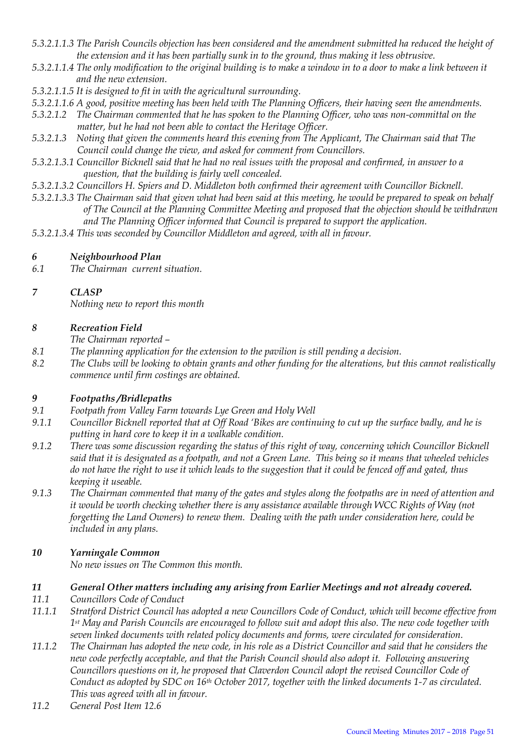*5.3.2.1.1.3 The Parish Councils objection has been considered and the amendment submitted ha reduced the height of the extension and it has been partially sunk in to the ground, thus making it less obtrusive.*

*5.3.2.1.1.4 The only modification to the original building is to make a window in to a door to make a link between it and the new extension.*

*5.3.2.1.1.5 It is designed to fit in with the agricultural surrounding.*

*5.3.2.1.1.6 A good, positive meeting has been held with The Planning Officers, their having seen the amendments.*

*5.3.2.1.2 The Chairman commented that he has spoken to the Planning Officer, who was non-committal on the matter, but he had not been able to contact the Heritage Officer.*

*5.3.2.1.3 Noting that given the comments heard this evening from The Applicant, The Chairman said that The Council could change the view, and asked for comment from Councillors.*

*5.3.2.1.3.1 Councillor Bicknell said that he had no real issues with the proposal and confirmed, in answer to a question, that the building is fairly well concealed.*

*5.3.2.1.3.2 Councillors H. Spiers and D. Middleton both confirmed their agreement with Councillor Bicknell.*

*5.3.2.1.3.3 The Chairman said that given what had been said at this meeting, he would be prepared to speak on behalf of The Council at the Planning Committee Meeting and proposed that the objection should be withdrawn and The Planning Officer informed that Council is prepared to support the application.*

*5.3.2.1.3.4 This was seconded by Councillor Middleton and agreed, with all in favour.*

***6 Neighbourhood Plan***

*6.1 The Chairman current situation.*

***7 CLASP***

*Nothing new to report this month*

***8 Recreation Field***

*The Chairman reported –*

*8.1 The planning application for the extension to the pavilion is still pending a decision.*

*8.2 The Clubs will be looking to obtain grants and other funding for the alterations, but this cannot realistically commence until firm costings are obtained.*

***9 Footpaths /Bridlepaths***

*9.1 Footpath from Valley Farm towards Lye Green and Holy Well*

*9.1.1 Councillor Bicknell reported that at Off Road 'Bikes are continuing to cut up the surface badly, and he is putting in hard core to keep it in a walkable condition.*

*9.1.2 There was some discussion regarding the status of this right of way, concerning which Councillor Bicknell said that it is designated as a footpath, and not a Green Lane. This being so it means that wheeled vehicles do not have the right to use it which leads to the suggestion that it could be fenced off and gated, thus keeping it useable.*

*9.1.3 The Chairman commented that many of the gates and styles along the footpaths are in need of attention and it would be worth checking whether there is any assistance available through WCC Rights of Way (not forgetting the Land Owners) to renew them. Dealing with the path under consideration here, could be included in any plans.*

***10 Yarningale Common***

*No new issues on The Common this month.*

***11 General Other matters including any arising from Earlier Meetings and not already covered.***

*11.1 Councillors Code of Conduct*

*11.1.1 Stratford District Council has adopted a new Councillors Code of Conduct, which will become effective from 1st May and Parish Councils are encouraged to follow suit and adopt this also. The new code together with seven linked documents with related policy documents and forms, were circulated for consideration.*

*11.1.2 The Chairman has adopted the new code, in his role as a District Councillor and said that he considers the new code perfectly acceptable, and that the Parish Council should also adopt it. Following answering Councillors questions on it, he proposed that Claverdon Council adopt the revised Councillor Code of Conduct as adopted by SDC on 16th October 2017, together with the linked documents 1-7 as circulated. This was agreed with all in favour.*

*11.2 General Post Item 12.6*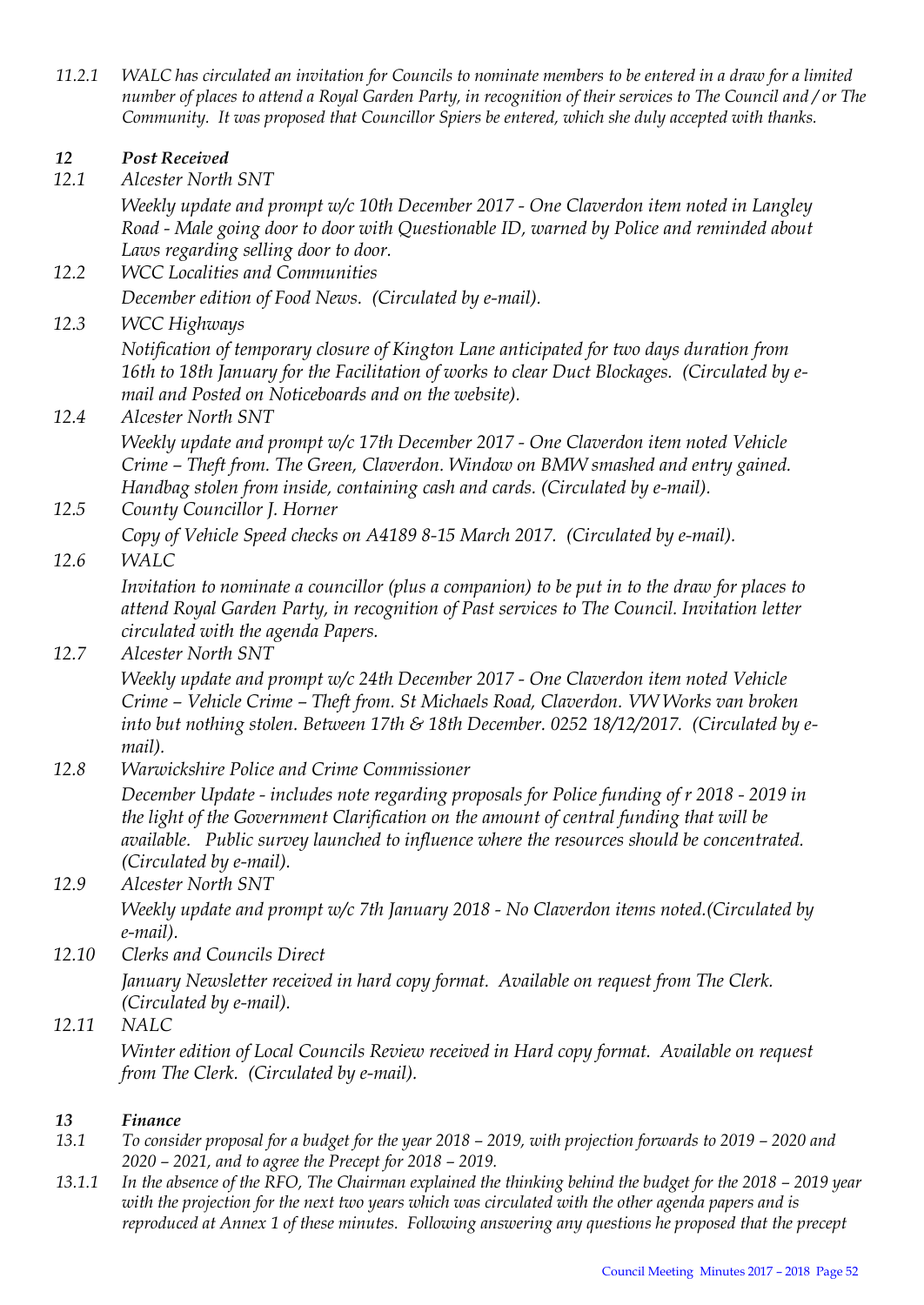*11.2.1 WALC has circulated an invitation for Councils to nominate members to be entered in a draw for a limited number of places to attend a Royal Garden Party, in recognition of their services to The Council and / or The Community. It was proposed that Councillor Spiers be entered, which she duly accepted with thanks.*

### *12 Post Received*

*12.1 Alcester North SNT*

*Weekly update and prompt w/c 10th December 2017 - One Claverdon item noted in Langley Road - Male going door to door with Questionable ID, warned by Police and reminded about Laws regarding selling door to door.*

*12.2 WCC Localities and Communities*

*December edition of Food News. (Circulated by e-mail).*

*12.3 WCC Highways*

*Notification of temporary closure of Kington Lane anticipated for two days duration from 16th to 18th January for the Facilitation of works to clear Duct Blockages. (Circulated by e-mail and Posted on Noticeboards and on the website).*

*12.4 Alcester North SNT*

*Weekly update and prompt w/c 17th December 2017 - One Claverdon item noted Vehicle Crime – Theft from. The Green, Claverdon. Window on BMW smashed and entry gained. Handbag stolen from inside, containing cash and cards. (Circulated by e-mail).*

*12.5 County Councillor J. Horner*

*Copy of Vehicle Speed checks on A4189 8-15 March 2017. (Circulated by e-mail).*

*12.6 WALC*

*Invitation to nominate a councillor (plus a companion) to be put in to the draw for places to attend Royal Garden Party, in recognition of Past services to The Council. Invitation letter circulated with the agenda Papers.*

*12.7 Alcester North SNT*

*Weekly update and prompt w/c 24th December 2017 - One Claverdon item noted Vehicle Crime – Vehicle Crime – Theft from. St Michaels Road, Claverdon. VW Works van broken into but nothing stolen. Between 17th & 18th December. 0252 18/12/2017. (Circulated by e-mail).*

*12.8 Warwickshire Police and Crime Commissioner*

*December Update - includes note regarding proposals for Police funding of r 2018 - 2019 in the light of the Government Clarification on the amount of central funding that will be available. Public survey launched to influence where the resources should be concentrated. (Circulated by e-mail).*

*12.9 Alcester North SNT*

*Weekly update and prompt w/c 7th January 2018 - No Claverdon items noted.(Circulated by e-mail).*

*12.10 Clerks and Councils Direct*

*January Newsletter received in hard copy format. Available on request from The Clerk. (Circulated by e-mail).*

*12.11 NALC*

*Winter edition of Local Councils Review received in Hard copy format. Available on request from The Clerk. (Circulated by e-mail).*

### *13 Finance*

*13.1 To consider proposal for a budget for the year 2018 – 2019, with projection forwards to 2019 – 2020 and 2020 – 2021, and to agree the Precept for 2018 – 2019.*

*13.1.1 In the absence of the RFO, The Chairman explained the thinking behind the budget for the 2018 – 2019 year with the projection for the next two years which was circulated with the other agenda papers and is reproduced at Annex 1 of these minutes. Following answering any questions he proposed that the precept*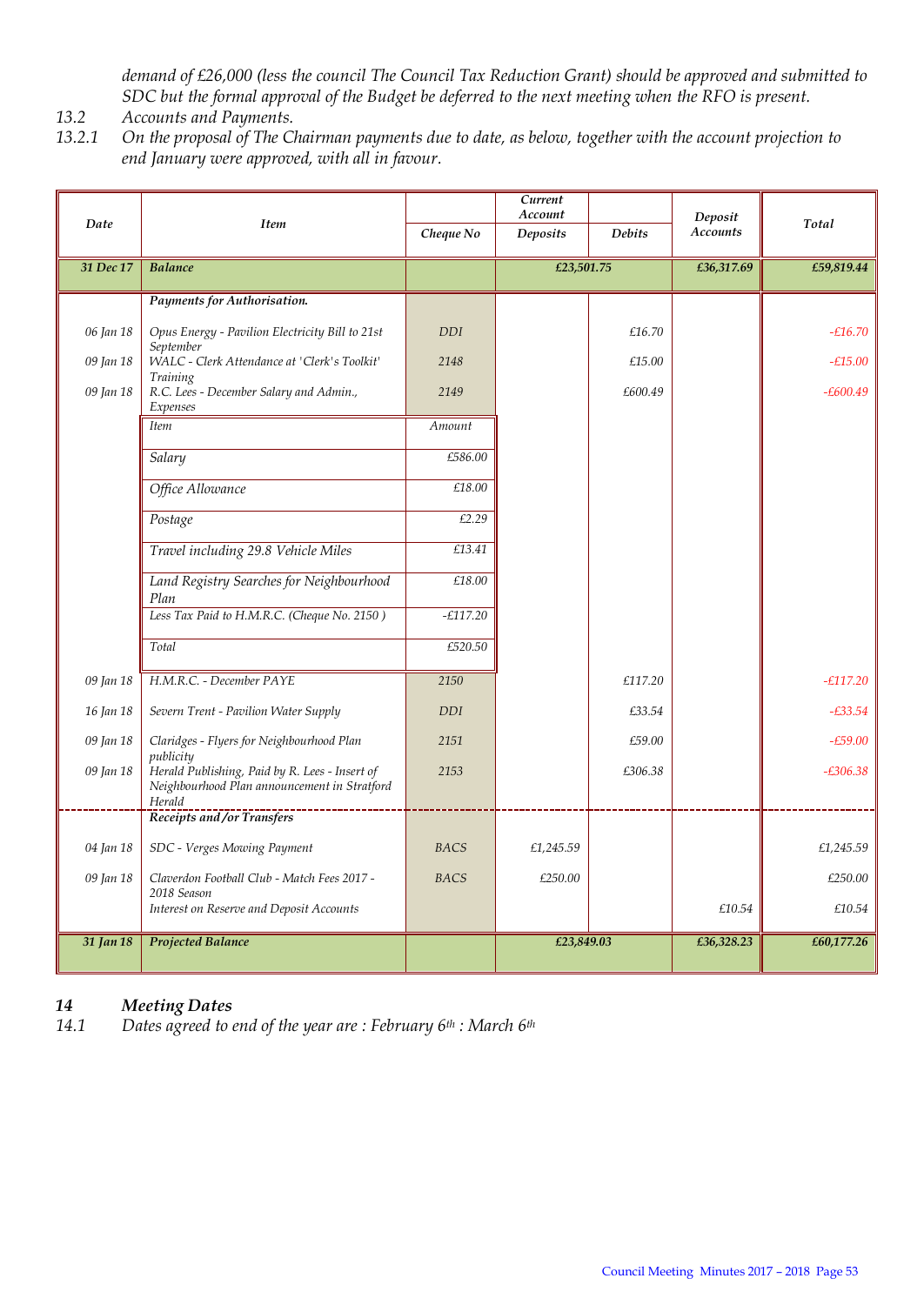*demand of £26,000 (less the council The Council Tax Reduction Grant) should be approved and submitted to SDC but the formal approval of the Budget be deferred to the next meeting when the RFO is present.*

13.2 *Accounts and Payments.*

13.2.1 *On the proposal of The Chairman payments due to date, as below, together with the account projection to end January were approved, with all in favour.*

| Date | Item | Cheque No | Current Account Deposits | Current Account Debits | Deposit Accounts | Total |
|---|---|---|---|---|---|---|
| **31 Dec 17** | **Balance** | | **£23,501.75** | | **£36,317.69** | **£59,819.44** |
| | ***Payments for Authorisation.*** | | | | | |
| 06 Jan 18 | Opus Energy - Pavilion Electricity Bill to 21st September | DDI | | £16.70 | | -£16.70 |
| 09 Jan 18 | WALC - Clerk Attendance at 'Clerk's Toolkit' Training | 2148 | | £15.00 | | -£15.00 |
| 09 Jan 18 | R.C. Lees - December Salary and Admin., Expenses | 2149 | | £600.49 | | -£600.49 |
| 09 Jan 18 | H.M.R.C. - December PAYE | 2150 | | £117.20 | | -£117.20 |
| 16 Jan 18 | Severn Trent - Pavilion Water Supply | DDI | | £33.54 | | -£33.54 |
| 09 Jan 18 | Claridges - Flyers for Neighbourhood Plan publicity | 2151 | | £59.00 | | -£59.00 |
| 09 Jan 18 | Herald Publishing, Paid by R. Lees - Insert of Neighbourhood Plan announcement in Stratford Herald | 2153 | | £306.38 | | -£306.38 |
| | ***Receipts and /or Transfers*** | | | | | |
| 04 Jan 18 | SDC - Verges Mowing Payment | BACS | £1,245.59 | | | £1,245.59 |
| 09 Jan 18 | Claverdon Football Club - Match Fees 2017 - 2018 Season | BACS | £250.00 | | | £250.00 |
| | Interest on Reserve and Deposit Accounts | | | | £10.54 | £10.54 |
| **31 Jan 18** | **Projected Balance** | | **£23,849.03** | | **£36,328.23** | **£60,177.26** |

R.C. Lees - December Salary and Admin., Expenses breakdown:

| Item | Amount |
|---|---|
| Salary | £586.00 |
| Office Allowance | £18.00 |
| Postage | £2.29 |
| Travel including 29.8 Vehicle Miles | £13.41 |
| Land Registry Searches for Neighbourhood Plan | £18.00 |
| Less Tax Paid to H.M.R.C. (Cheque No. 2150 ) | -£117.20 |
| Total | £520.50 |

## 14 *Meeting Dates*

14.1 *Dates agreed to end of the year are : February 6th : March 6th*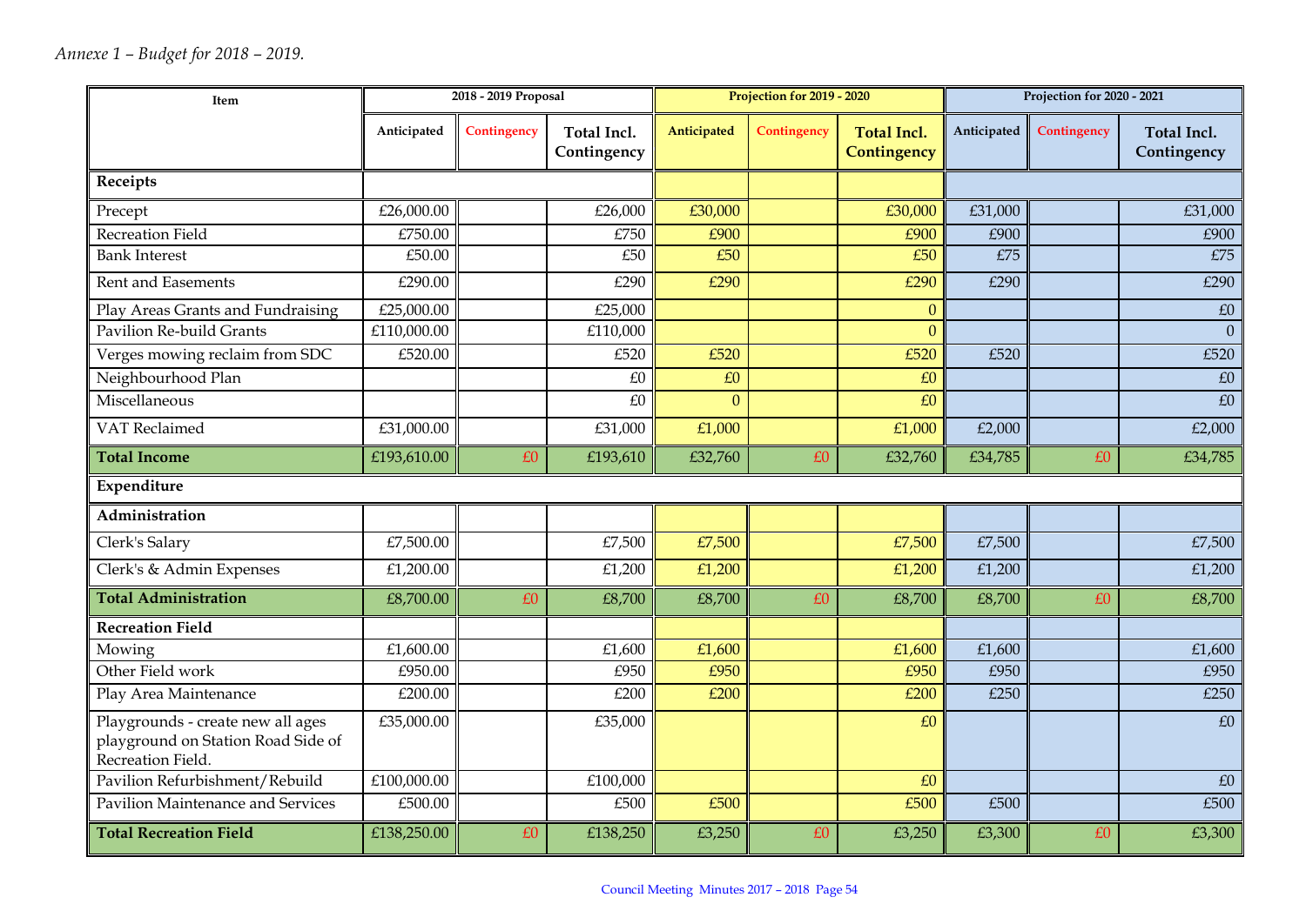*Annexe 1 – Budget for 2018 – 2019.*

| Item | 2018 - 2019 Proposal | | | Projection for 2019 - 2020 | | | Projection for 2020 - 2021 | | |
|---|---|---|---|---|---|---|---|---|---|
| | Anticipated | Contingency | Total Incl. Contingency | Anticipated | Contingency | Total Incl. Contingency | Anticipated | Contingency | Total Incl. Contingency |
| **Receipts** | | | | | | | | | |
| Precept | £26,000.00 | | £26,000 | £30,000 | | £30,000 | £31,000 | | £31,000 |
| Recreation Field | £750.00 | | £750 | £900 | | £900 | £900 | | £900 |
| Bank Interest | £50.00 | | £50 | £50 | | £50 | £75 | | £75 |
| Rent and Easements | £290.00 | | £290 | £290 | | £290 | £290 | | £290 |
| Play Areas Grants and Fundraising | £25,000.00 | | £25,000 | | | 0 | | | £0 |
| Pavilion Re-build Grants | £110,000.00 | | £110,000 | | | 0 | | | 0 |
| Verges mowing reclaim from SDC | £520.00 | | £520 | £520 | | £520 | £520 | | £520 |
| Neighbourhood Plan | | | £0 | £0 | | £0 | | | £0 |
| Miscellaneous | | | £0 | 0 | | £0 | | | £0 |
| VAT Reclaimed | £31,000.00 | | £31,000 | £1,000 | | £1,000 | £2,000 | | £2,000 |
| **Total Income** | £193,610.00 | £0 | £193,610 | £32,760 | £0 | £32,760 | £34,785 | £0 | £34,785 |
| **Expenditure** | | | | | | | | | |
| **Administration** | | | | | | | | | |
| Clerk's Salary | £7,500.00 | | £7,500 | £7,500 | | £7,500 | £7,500 | | £7,500 |
| Clerk's & Admin Expenses | £1,200.00 | | £1,200 | £1,200 | | £1,200 | £1,200 | | £1,200 |
| **Total Administration** | £8,700.00 | £0 | £8,700 | £8,700 | £0 | £8,700 | £8,700 | £0 | £8,700 |
| **Recreation Field** | | | | | | | | | |
| Mowing | £1,600.00 | | £1,600 | £1,600 | | £1,600 | £1,600 | | £1,600 |
| Other Field work | £950.00 | | £950 | £950 | | £950 | £950 | | £950 |
| Play Area Maintenance | £200.00 | | £200 | £200 | | £200 | £250 | | £250 |
| Playgrounds - create new all ages playground on Station Road Side of Recreation Field. | £35,000.00 | | £35,000 | | | £0 | | | £0 |
| Pavilion Refurbishment/Rebuild | £100,000.00 | | £100,000 | | | £0 | | | £0 |
| Pavilion Maintenance and Services | £500.00 | | £500 | £500 | | £500 | £500 | | £500 |
| **Total Recreation Field** | £138,250.00 | £0 | £138,250 | £3,250 | £0 | £3,250 | £3,300 | £0 | £3,300 |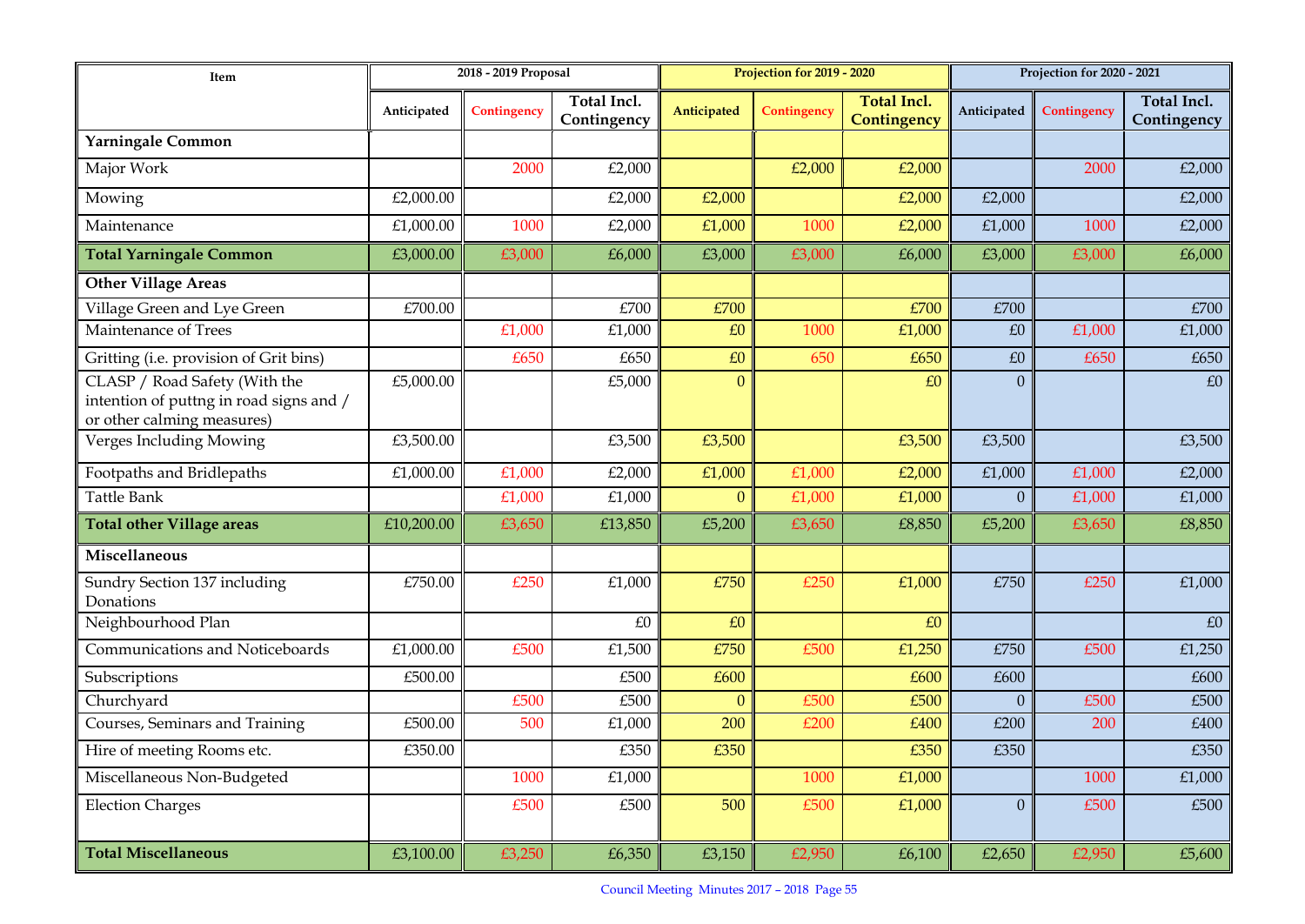| Item | 2018 - 2019 Proposal | | | Projection for 2019 - 2020 | | | Projection for 2020 - 2021 | | |
|---|---|---|---|---|---|---|---|---|---|
| | Anticipated | Contingency | Total Incl. Contingency | Anticipated | Contingency | Total Incl. Contingency | Anticipated | Contingency | Total Incl. Contingency |
| **Yarningale Common** | | | | | | | | | |
| Major Work | | 2000 | £2,000 | | £2,000 | £2,000 | | 2000 | £2,000 |
| Mowing | £2,000.00 | | £2,000 | £2,000 | | £2,000 | £2,000 | | £2,000 |
| Maintenance | £1,000.00 | 1000 | £2,000 | £1,000 | 1000 | £2,000 | £1,000 | 1000 | £2,000 |
| **Total Yarningale Common** | £3,000.00 | £3,000 | £6,000 | £3,000 | £3,000 | £6,000 | £3,000 | £3,000 | £6,000 |
| **Other Village Areas** | | | | | | | | | |
| Village Green and Lye Green | £700.00 | | £700 | £700 | | £700 | £700 | | £700 |
| Maintenance of Trees | | £1,000 | £1,000 | £0 | 1000 | £1,000 | £0 | £1,000 | £1,000 |
| Gritting (i.e. provision of Grit bins) | | £650 | £650 | £0 | 650 | £650 | £0 | £650 | £650 |
| CLASP / Road Safety (With the intention of puttng in road signs and / or other calming measures) | £5,000.00 | | £5,000 | 0 | | £0 | 0 | | £0 |
| Verges Including Mowing | £3,500.00 | | £3,500 | £3,500 | | £3,500 | £3,500 | | £3,500 |
| Footpaths and Bridlepaths | £1,000.00 | £1,000 | £2,000 | £1,000 | £1,000 | £2,000 | £1,000 | £1,000 | £2,000 |
| Tattle Bank | | £1,000 | £1,000 | 0 | £1,000 | £1,000 | 0 | £1,000 | £1,000 |
| **Total other Village areas** | £10,200.00 | £3,650 | £13,850 | £5,200 | £3,650 | £8,850 | £5,200 | £3,650 | £8,850 |
| **Miscellaneous** | | | | | | | | | |
| Sundry Section 137 including Donations | £750.00 | £250 | £1,000 | £750 | £250 | £1,000 | £750 | £250 | £1,000 |
| Neighbourhood Plan | | | £0 | £0 | | £0 | | | £0 |
| Communications and Noticeboards | £1,000.00 | £500 | £1,500 | £750 | £500 | £1,250 | £750 | £500 | £1,250 |
| Subscriptions | £500.00 | | £500 | £600 | | £600 | £600 | | £600 |
| Churchyard | | £500 | £500 | 0 | £500 | £500 | 0 | £500 | £500 |
| Courses, Seminars and Training | £500.00 | 500 | £1,000 | 200 | £200 | £400 | £200 | 200 | £400 |
| Hire of meeting Rooms etc. | £350.00 | | £350 | £350 | | £350 | £350 | | £350 |
| Miscellaneous Non-Budgeted | | 1000 | £1,000 | | 1000 | £1,000 | | 1000 | £1,000 |
| Election Charges | | £500 | £500 | 500 | £500 | £1,000 | 0 | £500 | £500 |
| **Total Miscellaneous** | £3,100.00 | £3,250 | £6,350 | £3,150 | £2,950 | £6,100 | £2,650 | £2,950 | £5,600 |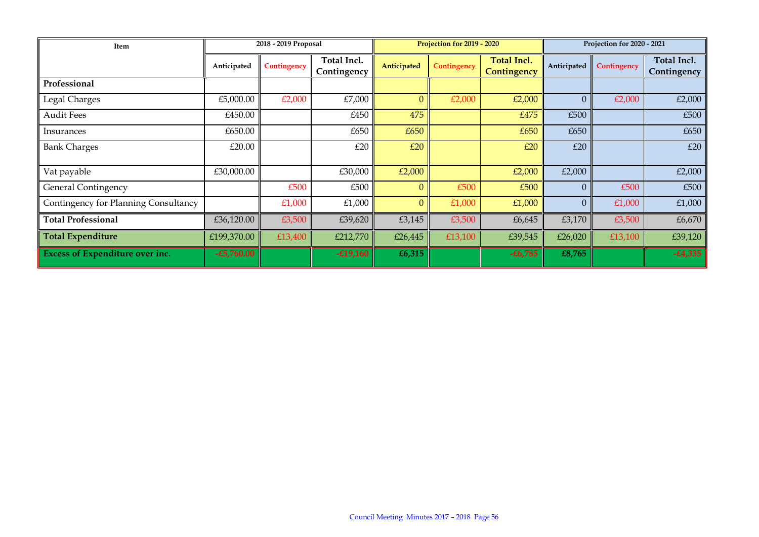| Item | 2018 - 2019 Proposal | | | Projection for 2019 - 2020 | | | Projection for 2020 - 2021 | | |
|---|---|---|---|---|---|---|---|---|---|
| | Anticipated | Contingency | Total Incl. Contingency | Anticipated | Contingency | Total Incl. Contingency | Anticipated | Contingency | Total Incl. Contingency |
| **Professional** | | | | | | | | | |
| Legal Charges | £5,000.00 | £2,000 | £7,000 | 0 | £2,000 | £2,000 | 0 | £2,000 | £2,000 |
| Audit Fees | £450.00 | | £450 | 475 | | £475 | £500 | | £500 |
| Insurances | £650.00 | | £650 | £650 | | £650 | £650 | | £650 |
| Bank Charges | £20.00 | | £20 | £20 | | £20 | £20 | | £20 |
| Vat payable | £30,000.00 | | £30,000 | £2,000 | | £2,000 | £2,000 | | £2,000 |
| General Contingency | | £500 | £500 | 0 | £500 | £500 | 0 | £500 | £500 |
| Contingency for Planning Consultancy | | £1,000 | £1,000 | 0 | £1,000 | £1,000 | 0 | £1,000 | £1,000 |
| **Total Professional** | £36,120.00 | £3,500 | £39,620 | £3,145 | £3,500 | £6,645 | £3,170 | £3,500 | £6,670 |
| **Total Expenditure** | £199,370.00 | £13,400 | £212,770 | £26,445 | £13,100 | £39,545 | £26,020 | £13,100 | £39,120 |
| **Excess of Expenditure over inc.** | -£5,760.00 | | -£19,160 | £6,315 | | -£6,785 | £8,765 | | -£4,335 |

Council Meeting Minutes 2017 – 2018 Page 56